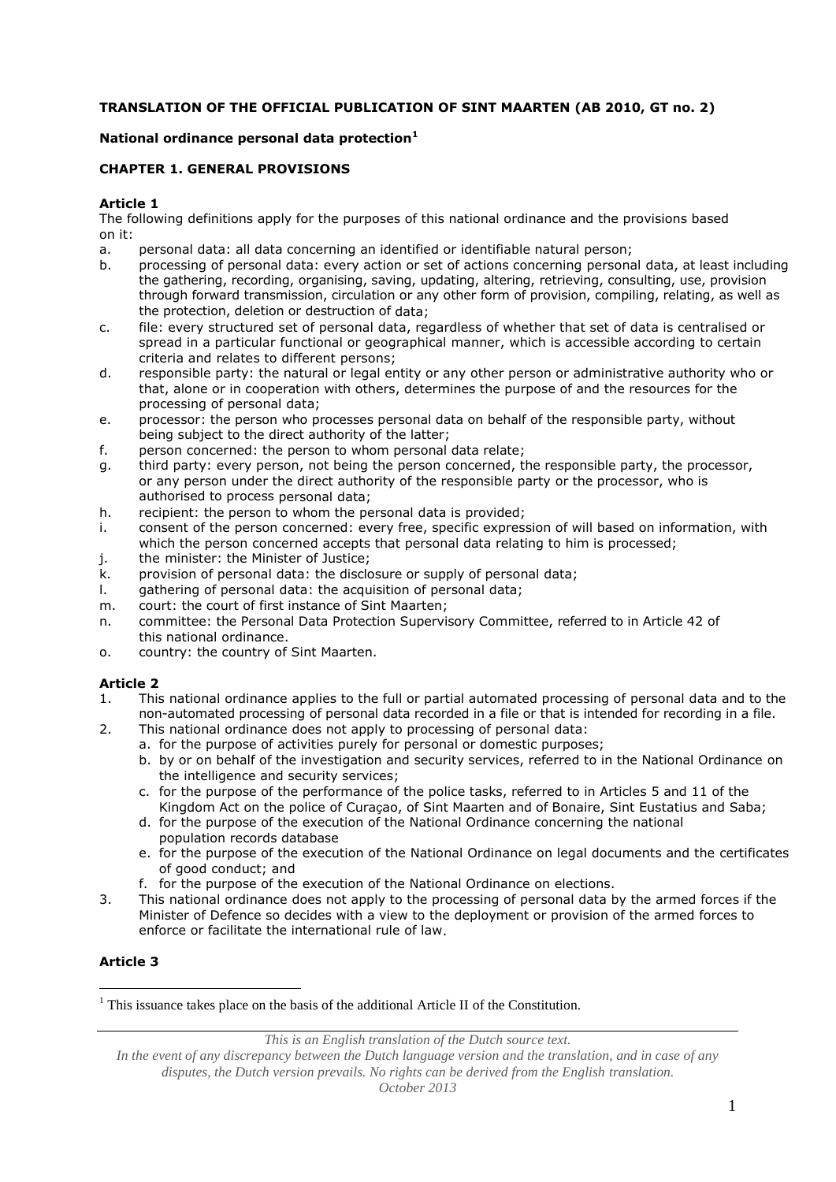**TRANSLATION OF THE OFFICIAL PUBLICATION OF SINT MAARTEN (AB 2010, GT no. 2)**

**National ordinance personal data protection**[1]

**CHAPTER 1. GENERAL PROVISIONS**

**Article 1**

The following definitions apply for the purposes of this national ordinance and the provisions based on it:

a. personal data: all data concerning an identified or identifiable natural person;
b. processing of personal data: every action or set of actions concerning personal data, at least including the gathering, recording, organising, saving, updating, altering, retrieving, consulting, use, provision through forward transmission, circulation or any other form of provision, compiling, relating, as well as the protection, deletion or destruction of data;
c. file: every structured set of personal data, regardless of whether that set of data is centralised or spread in a particular functional or geographical manner, which is accessible according to certain criteria and relates to different persons;
d. responsible party: the natural or legal entity or any other person or administrative authority who or that, alone or in cooperation with others, determines the purpose of and the resources for the processing of personal data;
e. processor: the person who processes personal data on behalf of the responsible party, without being subject to the direct authority of the latter;
f. person concerned: the person to whom personal data relate;
g. third party: every person, not being the person concerned, the responsible party, the processor, or any person under the direct authority of the responsible party or the processor, who is authorised to process personal data;
h. recipient: the person to whom the personal data is provided;
i. consent of the person concerned: every free, specific expression of will based on information, with which the person concerned accepts that personal data relating to him is processed;
j. the minister: the Minister of Justice;
k. provision of personal data: the disclosure or supply of personal data;
l. gathering of personal data: the acquisition of personal data;
m. court: the court of first instance of Sint Maarten;
n. committee: the Personal Data Protection Supervisory Committee, referred to in Article 42 of this national ordinance.
o. country: the country of Sint Maarten.

**Article 2**

1. This national ordinance applies to the full or partial automated processing of personal data and to the non-automated processing of personal data recorded in a file or that is intended for recording in a file.
2. This national ordinance does not apply to processing of personal data:
   a. for the purpose of activities purely for personal or domestic purposes;
   b. by or on behalf of the investigation and security services, referred to in the National Ordinance on the intelligence and security services;
   c. for the purpose of the performance of the police tasks, referred to in Articles 5 and 11 of the Kingdom Act on the police of Curaçao, of Sint Maarten and of Bonaire, Sint Eustatius and Saba;
   d. for the purpose of the execution of the National Ordinance concerning the national population records database
   e. for the purpose of the execution of the National Ordinance on legal documents and the certificates of good conduct; and
   f. for the purpose of the execution of the National Ordinance on elections.
3. This national ordinance does not apply to the processing of personal data by the armed forces if the Minister of Defence so decides with a view to the deployment or provision of the armed forces to enforce or facilitate the international rule of law.

**Article 3**

[1] This issuance takes place on the basis of the additional Article II of the Constitution.

*This is an English translation of the Dutch source text.*
*In the event of any discrepancy between the Dutch language version and the translation, and in case of any disputes, the Dutch version prevails. No rights can be derived from the English translation.*
*October 2013*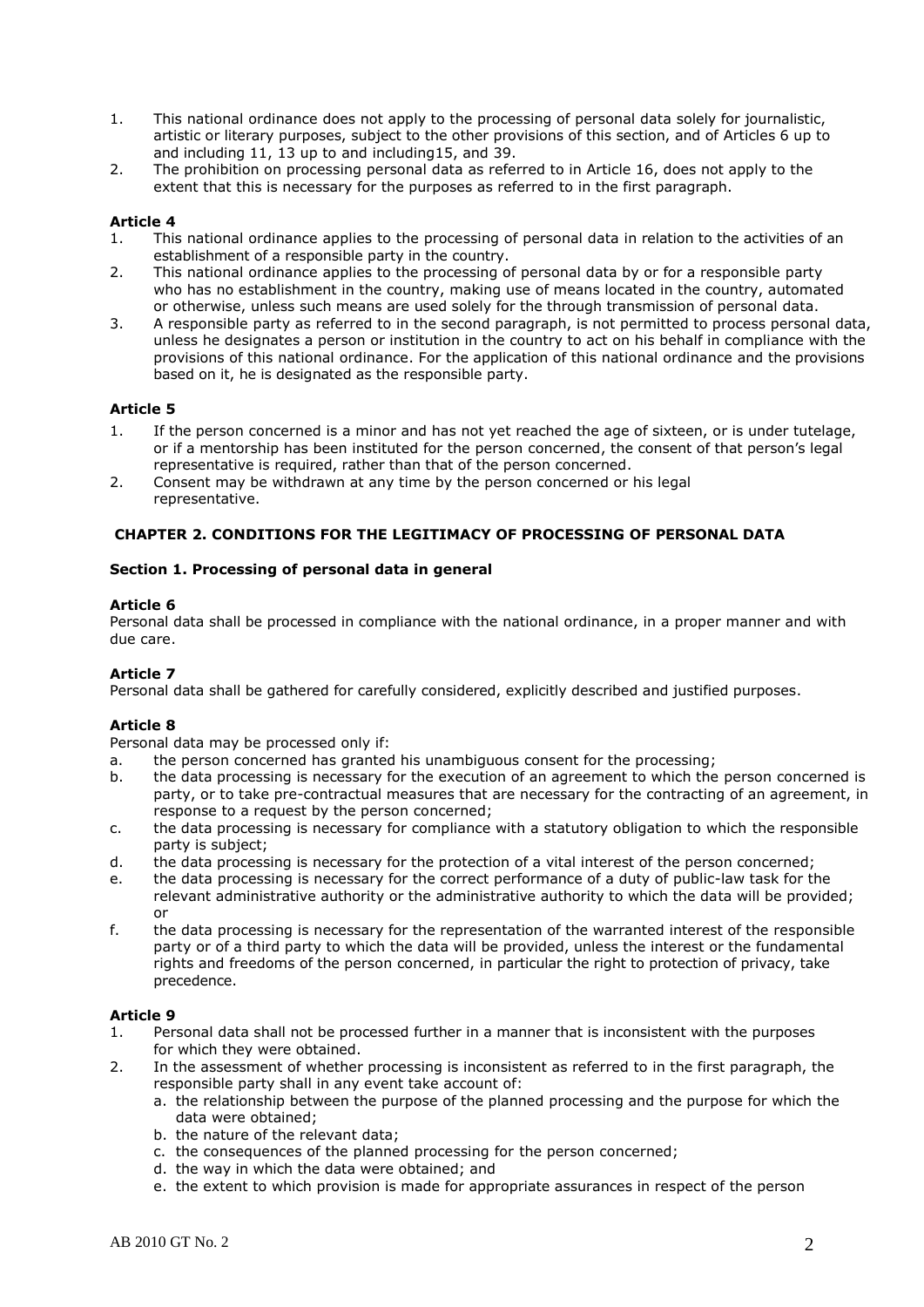1. This national ordinance does not apply to the processing of personal data solely for journalistic, artistic or literary purposes, subject to the other provisions of this section, and of Articles 6 up to and including 11, 13 up to and including15, and 39.
2. The prohibition on processing personal data as referred to in Article 16, does not apply to the extent that this is necessary for the purposes as referred to in the first paragraph.

**Article 4**

1. This national ordinance applies to the processing of personal data in relation to the activities of an establishment of a responsible party in the country.
2. This national ordinance applies to the processing of personal data by or for a responsible party who has no establishment in the country, making use of means located in the country, automated or otherwise, unless such means are used solely for the through transmission of personal data.
3. A responsible party as referred to in the second paragraph, is not permitted to process personal data, unless he designates a person or institution in the country to act on his behalf in compliance with the provisions of this national ordinance. For the application of this national ordinance and the provisions based on it, he is designated as the responsible party.

**Article 5**

1. If the person concerned is a minor and has not yet reached the age of sixteen, or is under tutelage, or if a mentorship has been instituted for the person concerned, the consent of that person's legal representative is required, rather than that of the person concerned.
2. Consent may be withdrawn at any time by the person concerned or his legal representative.

## CHAPTER 2. CONDITIONS FOR THE LEGITIMACY OF PROCESSING OF PERSONAL DATA

### Section 1. Processing of personal data in general

**Article 6**

Personal data shall be processed in compliance with the national ordinance, in a proper manner and with due care.

**Article 7**

Personal data shall be gathered for carefully considered, explicitly described and justified purposes.

**Article 8**

Personal data may be processed only if:

a. the person concerned has granted his unambiguous consent for the processing;
b. the data processing is necessary for the execution of an agreement to which the person concerned is party, or to take pre-contractual measures that are necessary for the contracting of an agreement, in response to a request by the person concerned;
c. the data processing is necessary for compliance with a statutory obligation to which the responsible party is subject;
d. the data processing is necessary for the protection of a vital interest of the person concerned;
e. the data processing is necessary for the correct performance of a duty of public-law task for the relevant administrative authority or the administrative authority to which the data will be provided; or
f. the data processing is necessary for the representation of the warranted interest of the responsible party or of a third party to which the data will be provided, unless the interest or the fundamental rights and freedoms of the person concerned, in particular the right to protection of privacy, take precedence.

**Article 9**

1. Personal data shall not be processed further in a manner that is inconsistent with the purposes for which they were obtained.
2. In the assessment of whether processing is inconsistent as referred to in the first paragraph, the responsible party shall in any event take account of:
   a. the relationship between the purpose of the planned processing and the purpose for which the data were obtained;
   b. the nature of the relevant data;
   c. the consequences of the planned processing for the person concerned;
   d. the way in which the data were obtained; and
   e. the extent to which provision is made for appropriate assurances in respect of the person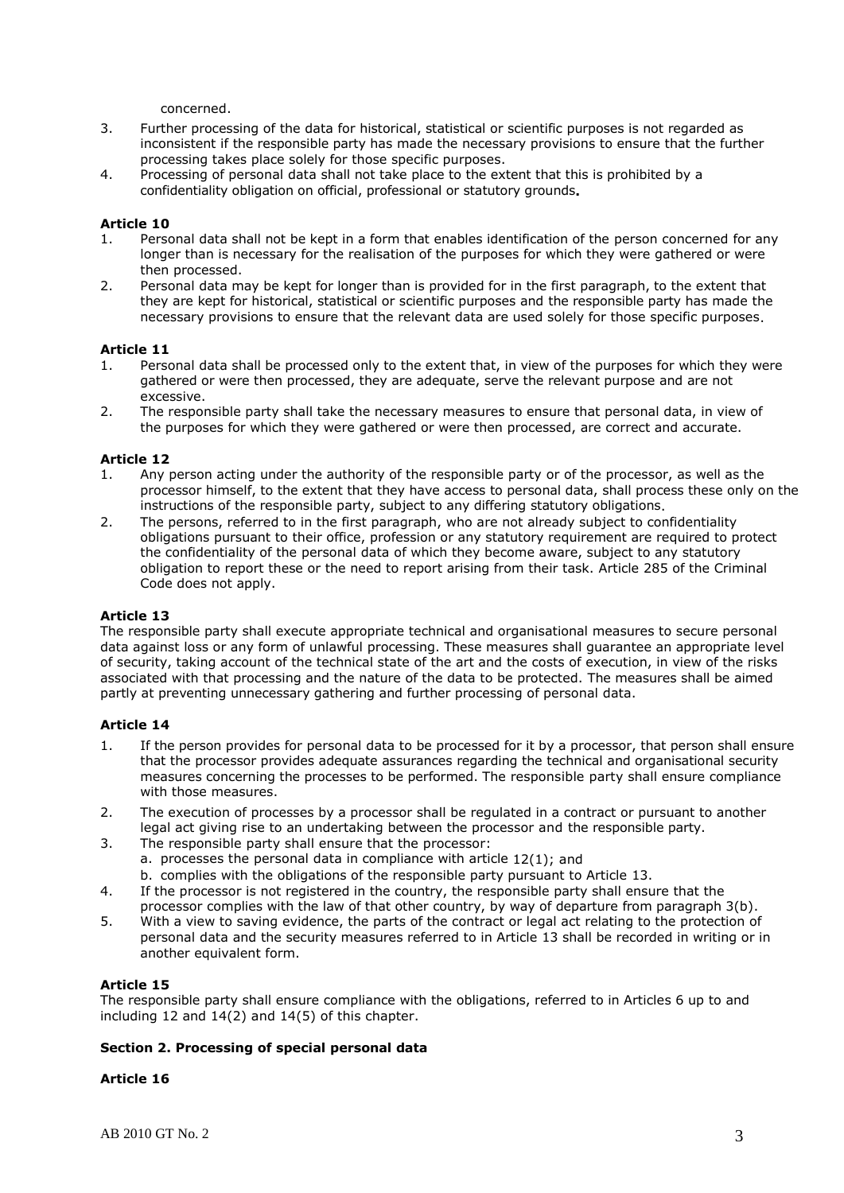concerned.

3. Further processing of the data for historical, statistical or scientific purposes is not regarded as inconsistent if the responsible party has made the necessary provisions to ensure that the further processing takes place solely for those specific purposes.
4. Processing of personal data shall not take place to the extent that this is prohibited by a confidentiality obligation on official, professional or statutory grounds**.**

**Article 10**

1. Personal data shall not be kept in a form that enables identification of the person concerned for any longer than is necessary for the realisation of the purposes for which they were gathered or were then processed.
2. Personal data may be kept for longer than is provided for in the first paragraph, to the extent that they are kept for historical, statistical or scientific purposes and the responsible party has made the necessary provisions to ensure that the relevant data are used solely for those specific purposes.

**Article 11**

1. Personal data shall be processed only to the extent that, in view of the purposes for which they were gathered or were then processed, they are adequate, serve the relevant purpose and are not excessive.
2. The responsible party shall take the necessary measures to ensure that personal data, in view of the purposes for which they were gathered or were then processed, are correct and accurate.

**Article 12**

1. Any person acting under the authority of the responsible party or of the processor, as well as the processor himself, to the extent that they have access to personal data, shall process these only on the instructions of the responsible party, subject to any differing statutory obligations.
2. The persons, referred to in the first paragraph, who are not already subject to confidentiality obligations pursuant to their office, profession or any statutory requirement are required to protect the confidentiality of the personal data of which they become aware, subject to any statutory obligation to report these or the need to report arising from their task. Article 285 of the Criminal Code does not apply.

**Article 13**

The responsible party shall execute appropriate technical and organisational measures to secure personal data against loss or any form of unlawful processing. These measures shall guarantee an appropriate level of security, taking account of the technical state of the art and the costs of execution, in view of the risks associated with that processing and the nature of the data to be protected. The measures shall be aimed partly at preventing unnecessary gathering and further processing of personal data.

**Article 14**

1. If the person provides for personal data to be processed for it by a processor, that person shall ensure that the processor provides adequate assurances regarding the technical and organisational security measures concerning the processes to be performed. The responsible party shall ensure compliance with those measures.
2. The execution of processes by a processor shall be regulated in a contract or pursuant to another legal act giving rise to an undertaking between the processor and the responsible party.
3. The responsible party shall ensure that the processor:
   a. processes the personal data in compliance with article 12(1); and
   b. complies with the obligations of the responsible party pursuant to Article 13.
4. If the processor is not registered in the country, the responsible party shall ensure that the processor complies with the law of that other country, by way of departure from paragraph 3(b).
5. With a view to saving evidence, the parts of the contract or legal act relating to the protection of personal data and the security measures referred to in Article 13 shall be recorded in writing or in another equivalent form.

**Article 15**

The responsible party shall ensure compliance with the obligations, referred to in Articles 6 up to and including 12 and 14(2) and 14(5) of this chapter.

**Section 2. Processing of special personal data**

**Article 16**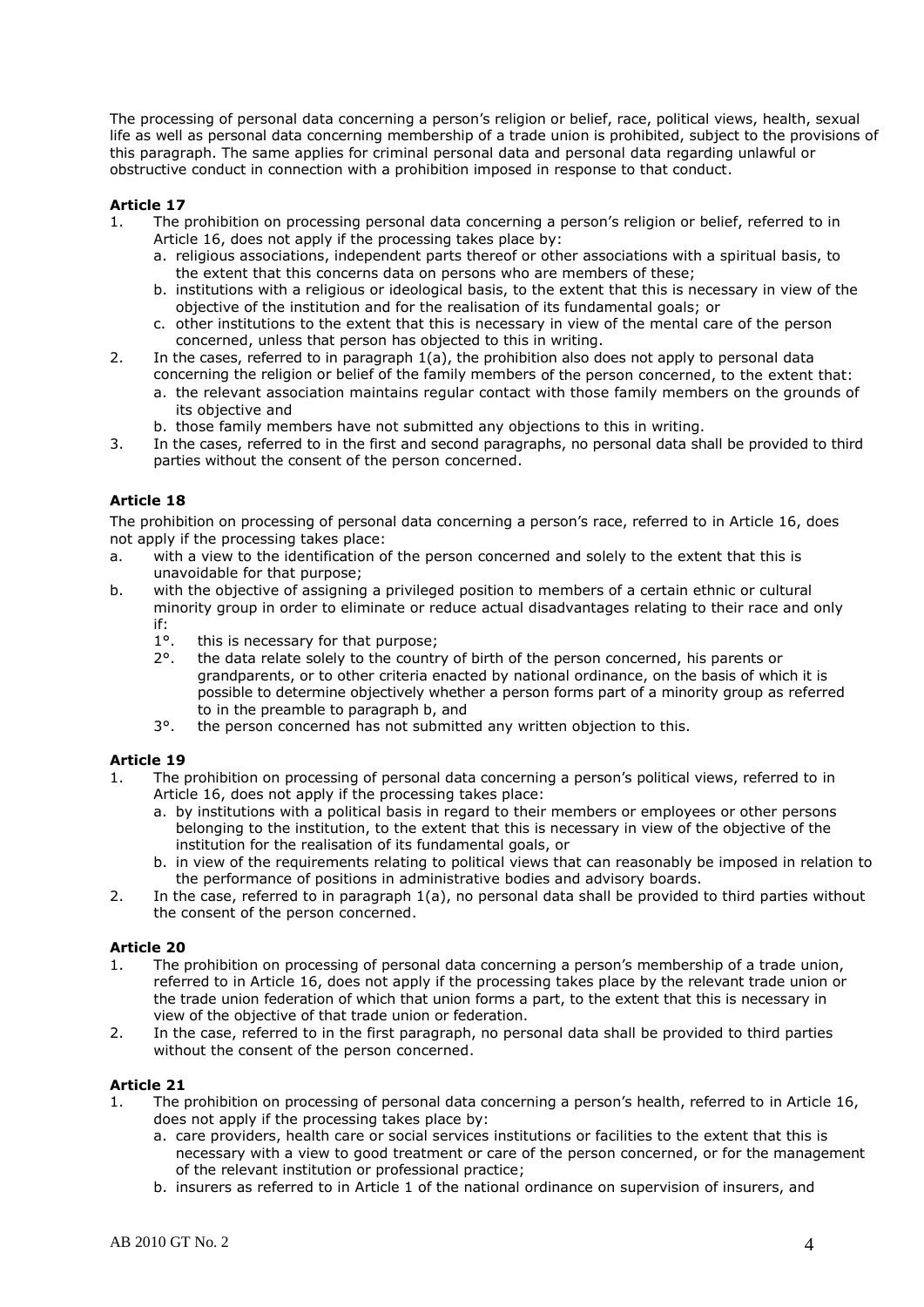The processing of personal data concerning a person's religion or belief, race, political views, health, sexual life as well as personal data concerning membership of a trade union is prohibited, subject to the provisions of this paragraph. The same applies for criminal personal data and personal data regarding unlawful or obstructive conduct in connection with a prohibition imposed in response to that conduct.

**Article 17**

1. The prohibition on processing personal data concerning a person's religion or belief, referred to in Article 16, does not apply if the processing takes place by:
   a. religious associations, independent parts thereof or other associations with a spiritual basis, to the extent that this concerns data on persons who are members of these;
   b. institutions with a religious or ideological basis, to the extent that this is necessary in view of the objective of the institution and for the realisation of its fundamental goals; or
   c. other institutions to the extent that this is necessary in view of the mental care of the person concerned, unless that person has objected to this in writing.
2. In the cases, referred to in paragraph 1(a), the prohibition also does not apply to personal data concerning the religion or belief of the family members of the person concerned, to the extent that:
   a. the relevant association maintains regular contact with those family members on the grounds of its objective and
   b. those family members have not submitted any objections to this in writing.
3. In the cases, referred to in the first and second paragraphs, no personal data shall be provided to third parties without the consent of the person concerned.

**Article 18**

The prohibition on processing of personal data concerning a person's race, referred to in Article 16, does not apply if the processing takes place:

a. with a view to the identification of the person concerned and solely to the extent that this is unavoidable for that purpose;
b. with the objective of assigning a privileged position to members of a certain ethnic or cultural minority group in order to eliminate or reduce actual disadvantages relating to their race and only if:
   1°. this is necessary for that purpose;
   2°. the data relate solely to the country of birth of the person concerned, his parents or grandparents, or to other criteria enacted by national ordinance, on the basis of which it is possible to determine objectively whether a person forms part of a minority group as referred to in the preamble to paragraph b, and
   3°. the person concerned has not submitted any written objection to this.

**Article 19**

1. The prohibition on processing of personal data concerning a person's political views, referred to in Article 16, does not apply if the processing takes place:
   a. by institutions with a political basis in regard to their members or employees or other persons belonging to the institution, to the extent that this is necessary in view of the objective of the institution for the realisation of its fundamental goals, or
   b. in view of the requirements relating to political views that can reasonably be imposed in relation to the performance of positions in administrative bodies and advisory boards.
2. In the case, referred to in paragraph 1(a), no personal data shall be provided to third parties without the consent of the person concerned.

**Article 20**

1. The prohibition on processing of personal data concerning a person's membership of a trade union, referred to in Article 16, does not apply if the processing takes place by the relevant trade union or the trade union federation of which that union forms a part, to the extent that this is necessary in view of the objective of that trade union or federation.
2. In the case, referred to in the first paragraph, no personal data shall be provided to third parties without the consent of the person concerned.

**Article 21**

1. The prohibition on processing of personal data concerning a person's health, referred to in Article 16, does not apply if the processing takes place by:
   a. care providers, health care or social services institutions or facilities to the extent that this is necessary with a view to good treatment or care of the person concerned, or for the management of the relevant institution or professional practice;
   b. insurers as referred to in Article 1 of the national ordinance on supervision of insurers, and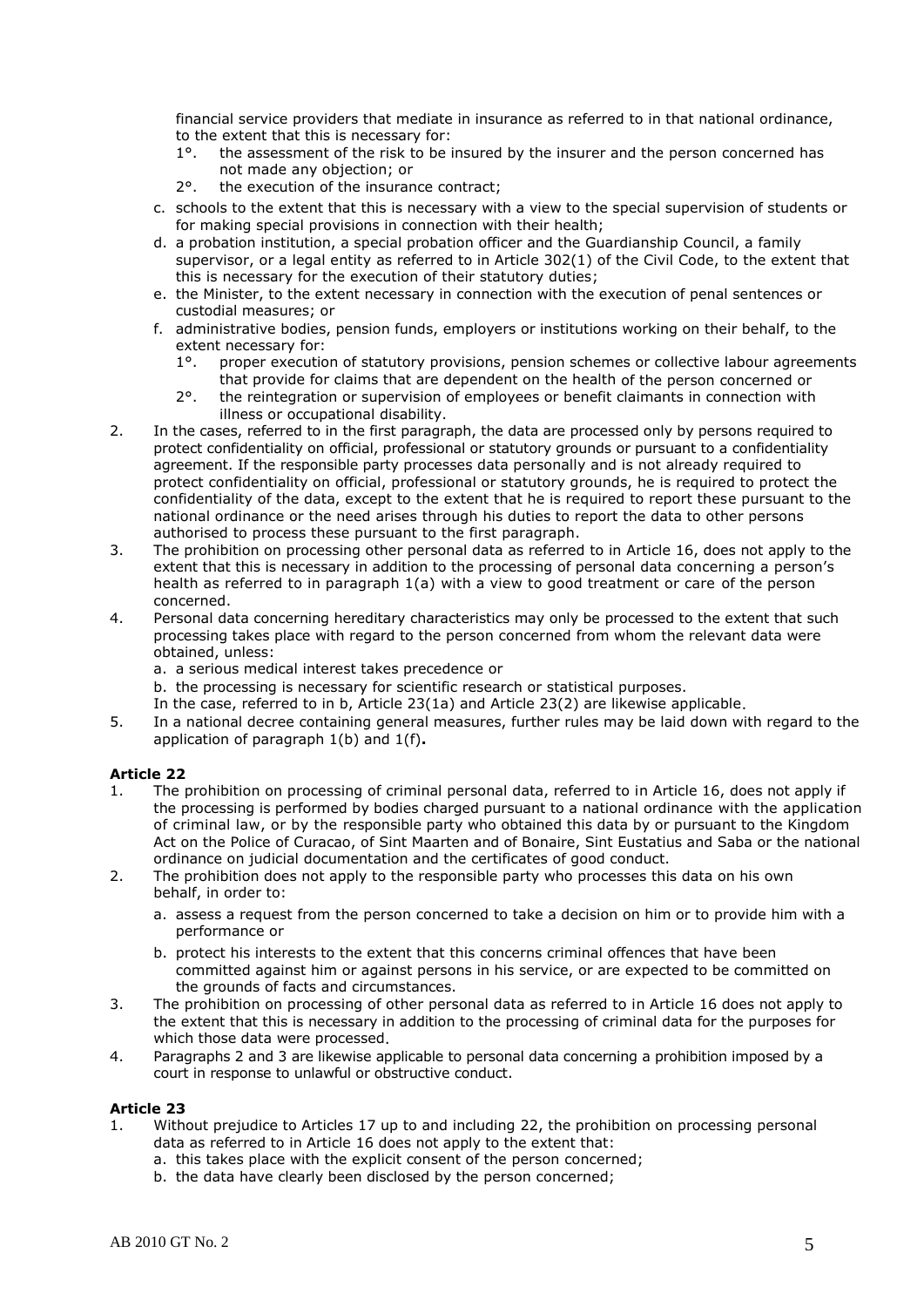financial service providers that mediate in insurance as referred to in that national ordinance, to the extent that this is necessary for:
   1°. the assessment of the risk to be insured by the insurer and the person concerned has not made any objection; or
   2°. the execution of the insurance contract;

c. schools to the extent that this is necessary with a view to the special supervision of students or for making special provisions in connection with their health;
d. a probation institution, a special probation officer and the Guardianship Council, a family supervisor, or a legal entity as referred to in Article 302(1) of the Civil Code, to the extent that this is necessary for the execution of their statutory duties;
e. the Minister, to the extent necessary in connection with the execution of penal sentences or custodial measures; or
f. administrative bodies, pension funds, employers or institutions working on their behalf, to the extent necessary for:
   1°. proper execution of statutory provisions, pension schemes or collective labour agreements that provide for claims that are dependent on the health of the person concerned or
   2°. the reintegration or supervision of employees or benefit claimants in connection with illness or occupational disability.

2. In the cases, referred to in the first paragraph, the data are processed only by persons required to protect confidentiality on official, professional or statutory grounds or pursuant to a confidentiality agreement. If the responsible party processes data personally and is not already required to protect confidentiality on official, professional or statutory grounds, he is required to protect the confidentiality of the data, except to the extent that he is required to report these pursuant to the national ordinance or the need arises through his duties to report the data to other persons authorised to process these pursuant to the first paragraph.
3. The prohibition on processing other personal data as referred to in Article 16, does not apply to the extent that this is necessary in addition to the processing of personal data concerning a person's health as referred to in paragraph 1(a) with a view to good treatment or care of the person concerned.
4. Personal data concerning hereditary characteristics may only be processed to the extent that such processing takes place with regard to the person concerned from whom the relevant data were obtained, unless:
   a. a serious medical interest takes precedence or
   b. the processing is necessary for scientific research or statistical purposes.

   In the case, referred to in b, Article 23(1a) and Article 23(2) are likewise applicable.
5. In a national decree containing general measures, further rules may be laid down with regard to the application of paragraph 1(b) and 1(f).

**Article 22**

1. The prohibition on processing of criminal personal data, referred to in Article 16, does not apply if the processing is performed by bodies charged pursuant to a national ordinance with the application of criminal law, or by the responsible party who obtained this data by or pursuant to the Kingdom Act on the Police of Curacao, of Sint Maarten and of Bonaire, Sint Eustatius and Saba or the national ordinance on judicial documentation and the certificates of good conduct.
2. The prohibition does not apply to the responsible party who processes this data on his own behalf, in order to:
   a. assess a request from the person concerned to take a decision on him or to provide him with a performance or
   b. protect his interests to the extent that this concerns criminal offences that have been committed against him or against persons in his service, or are expected to be committed on the grounds of facts and circumstances.
3. The prohibition on processing of other personal data as referred to in Article 16 does not apply to the extent that this is necessary in addition to the processing of criminal data for the purposes for which those data were processed.
4. Paragraphs 2 and 3 are likewise applicable to personal data concerning a prohibition imposed by a court in response to unlawful or obstructive conduct.

**Article 23**

1. Without prejudice to Articles 17 up to and including 22, the prohibition on processing personal data as referred to in Article 16 does not apply to the extent that:
   a. this takes place with the explicit consent of the person concerned;
   b. the data have clearly been disclosed by the person concerned;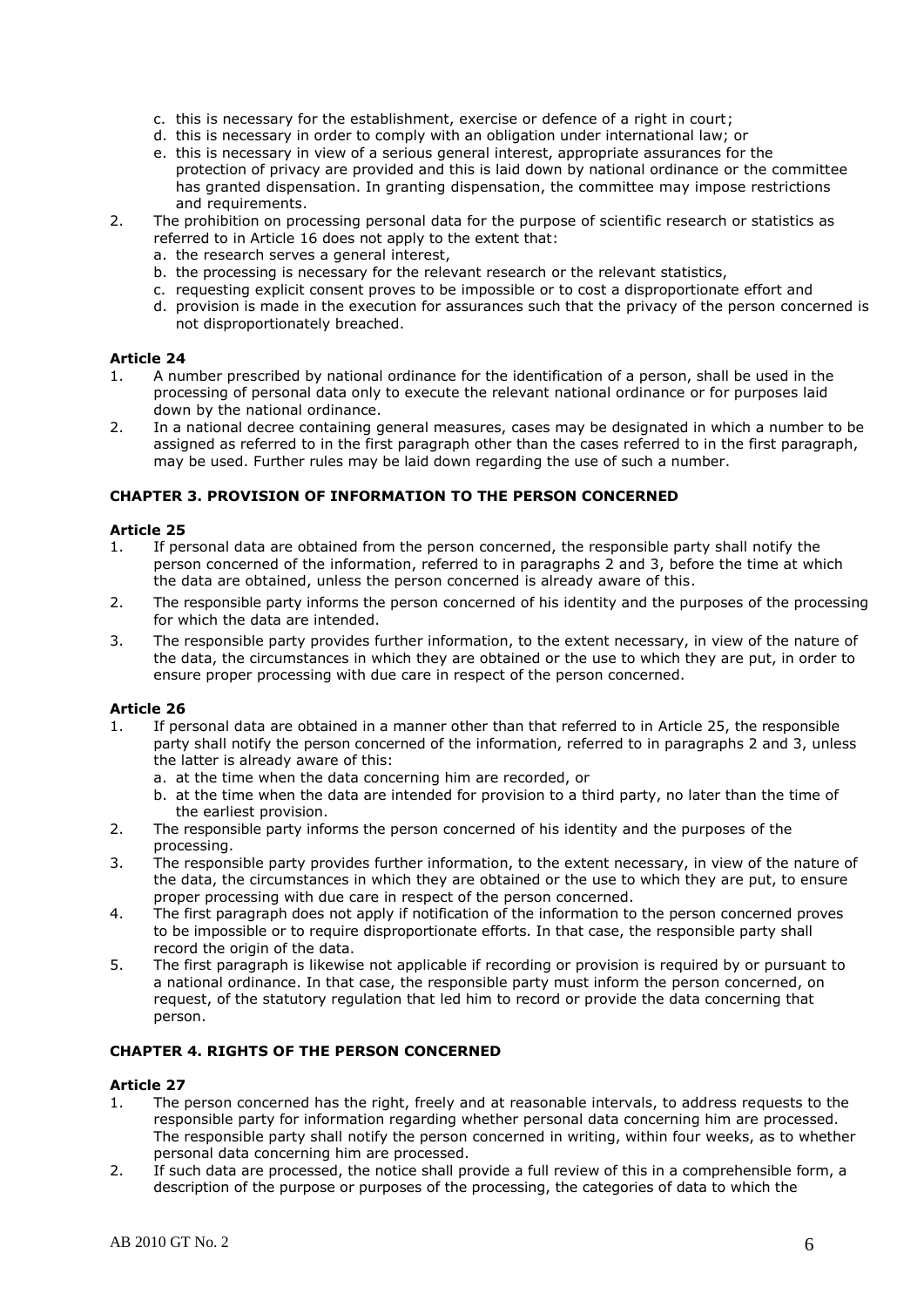c. this is necessary for the establishment, exercise or defence of a right in court;
   d. this is necessary in order to comply with an obligation under international law; or
   e. this is necessary in view of a serious general interest, appropriate assurances for the protection of privacy are provided and this is laid down by national ordinance or the committee has granted dispensation. In granting dispensation, the committee may impose restrictions and requirements.

2. The prohibition on processing personal data for the purpose of scientific research or statistics as referred to in Article 16 does not apply to the extent that:
   a. the research serves a general interest,
   b. the processing is necessary for the relevant research or the relevant statistics,
   c. requesting explicit consent proves to be impossible or to cost a disproportionate effort and
   d. provision is made in the execution for assurances such that the privacy of the person concerned is not disproportionately breached.

**Article 24**

1. A number prescribed by national ordinance for the identification of a person, shall be used in the processing of personal data only to execute the relevant national ordinance or for purposes laid down by the national ordinance.
2. In a national decree containing general measures, cases may be designated in which a number to be assigned as referred to in the first paragraph other than the cases referred to in the first paragraph, may be used. Further rules may be laid down regarding the use of such a number.

**CHAPTER 3. PROVISION OF INFORMATION TO THE PERSON CONCERNED**

**Article 25**

1. If personal data are obtained from the person concerned, the responsible party shall notify the person concerned of the information, referred to in paragraphs 2 and 3, before the time at which the data are obtained, unless the person concerned is already aware of this.
2. The responsible party informs the person concerned of his identity and the purposes of the processing for which the data are intended.
3. The responsible party provides further information, to the extent necessary, in view of the nature of the data, the circumstances in which they are obtained or the use to which they are put, in order to ensure proper processing with due care in respect of the person concerned.

**Article 26**

1. If personal data are obtained in a manner other than that referred to in Article 25, the responsible party shall notify the person concerned of the information, referred to in paragraphs 2 and 3, unless the latter is already aware of this:
   a. at the time when the data concerning him are recorded, or
   b. at the time when the data are intended for provision to a third party, no later than the time of the earliest provision.
2. The responsible party informs the person concerned of his identity and the purposes of the processing.
3. The responsible party provides further information, to the extent necessary, in view of the nature of the data, the circumstances in which they are obtained or the use to which they are put, to ensure proper processing with due care in respect of the person concerned.
4. The first paragraph does not apply if notification of the information to the person concerned proves to be impossible or to require disproportionate efforts. In that case, the responsible party shall record the origin of the data.
5. The first paragraph is likewise not applicable if recording or provision is required by or pursuant to a national ordinance. In that case, the responsible party must inform the person concerned, on request, of the statutory regulation that led him to record or provide the data concerning that person.

**CHAPTER 4. RIGHTS OF THE PERSON CONCERNED**

**Article 27**

1. The person concerned has the right, freely and at reasonable intervals, to address requests to the responsible party for information regarding whether personal data concerning him are processed. The responsible party shall notify the person concerned in writing, within four weeks, as to whether personal data concerning him are processed.
2. If such data are processed, the notice shall provide a full review of this in a comprehensible form, a description of the purpose or purposes of the processing, the categories of data to which the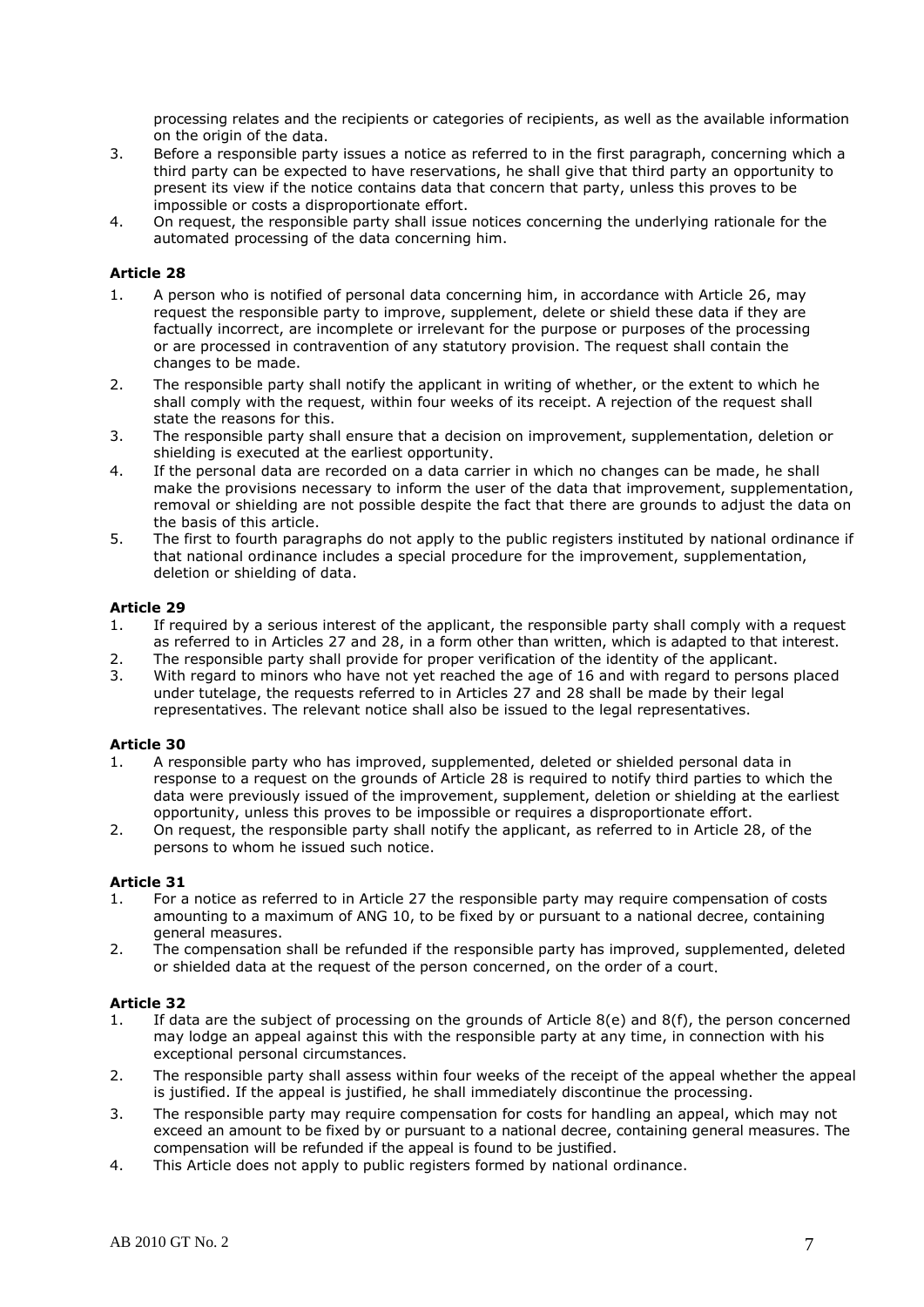processing relates and the recipients or categories of recipients, as well as the available information on the origin of the data.

3. Before a responsible party issues a notice as referred to in the first paragraph, concerning which a third party can be expected to have reservations, he shall give that third party an opportunity to present its view if the notice contains data that concern that party, unless this proves to be impossible or costs a disproportionate effort.
4. On request, the responsible party shall issue notices concerning the underlying rationale for the automated processing of the data concerning him.

**Article 28**

1. A person who is notified of personal data concerning him, in accordance with Article 26, may request the responsible party to improve, supplement, delete or shield these data if they are factually incorrect, are incomplete or irrelevant for the purpose or purposes of the processing or are processed in contravention of any statutory provision. The request shall contain the changes to be made.
2. The responsible party shall notify the applicant in writing of whether, or the extent to which he shall comply with the request, within four weeks of its receipt. A rejection of the request shall state the reasons for this.
3. The responsible party shall ensure that a decision on improvement, supplementation, deletion or shielding is executed at the earliest opportunity.
4. If the personal data are recorded on a data carrier in which no changes can be made, he shall make the provisions necessary to inform the user of the data that improvement, supplementation, removal or shielding are not possible despite the fact that there are grounds to adjust the data on the basis of this article.
5. The first to fourth paragraphs do not apply to the public registers instituted by national ordinance if that national ordinance includes a special procedure for the improvement, supplementation, deletion or shielding of data.

**Article 29**

1. If required by a serious interest of the applicant, the responsible party shall comply with a request as referred to in Articles 27 and 28, in a form other than written, which is adapted to that interest.
2. The responsible party shall provide for proper verification of the identity of the applicant.
3. With regard to minors who have not yet reached the age of 16 and with regard to persons placed under tutelage, the requests referred to in Articles 27 and 28 shall be made by their legal representatives. The relevant notice shall also be issued to the legal representatives.

**Article 30**

1. A responsible party who has improved, supplemented, deleted or shielded personal data in response to a request on the grounds of Article 28 is required to notify third parties to which the data were previously issued of the improvement, supplement, deletion or shielding at the earliest opportunity, unless this proves to be impossible or requires a disproportionate effort.
2. On request, the responsible party shall notify the applicant, as referred to in Article 28, of the persons to whom he issued such notice.

**Article 31**

1. For a notice as referred to in Article 27 the responsible party may require compensation of costs amounting to a maximum of ANG 10, to be fixed by or pursuant to a national decree, containing general measures.
2. The compensation shall be refunded if the responsible party has improved, supplemented, deleted or shielded data at the request of the person concerned, on the order of a court.

**Article 32**

1. If data are the subject of processing on the grounds of Article 8(e) and 8(f), the person concerned may lodge an appeal against this with the responsible party at any time, in connection with his exceptional personal circumstances.
2. The responsible party shall assess within four weeks of the receipt of the appeal whether the appeal is justified. If the appeal is justified, he shall immediately discontinue the processing.
3. The responsible party may require compensation for costs for handling an appeal, which may not exceed an amount to be fixed by or pursuant to a national decree, containing general measures. The compensation will be refunded if the appeal is found to be justified.
4. This Article does not apply to public registers formed by national ordinance.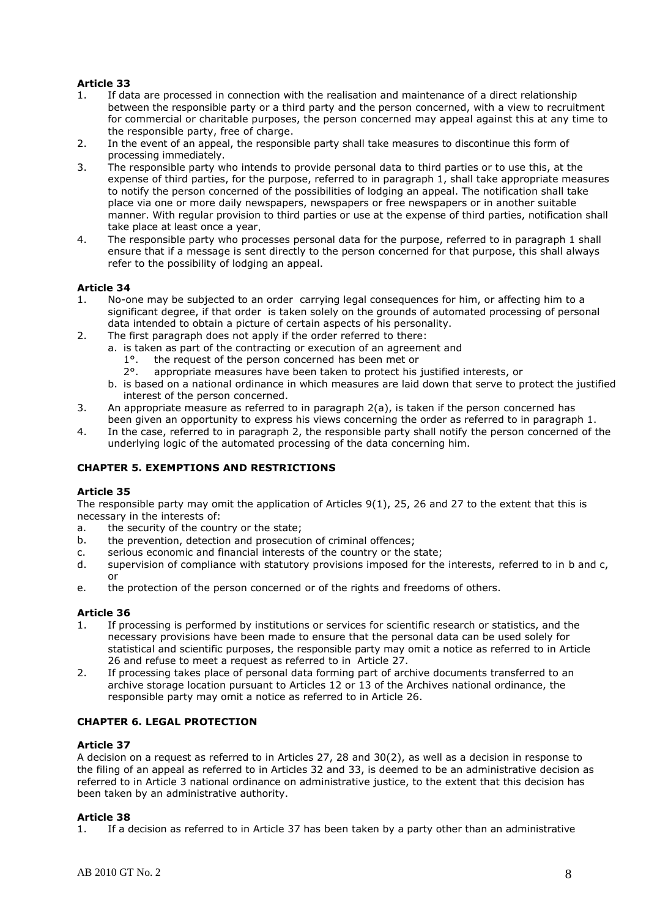**Article 33**

1. If data are processed in connection with the realisation and maintenance of a direct relationship between the responsible party or a third party and the person concerned, with a view to recruitment for commercial or charitable purposes, the person concerned may appeal against this at any time to the responsible party, free of charge.
2. In the event of an appeal, the responsible party shall take measures to discontinue this form of processing immediately.
3. The responsible party who intends to provide personal data to third parties or to use this, at the expense of third parties, for the purpose, referred to in paragraph 1, shall take appropriate measures to notify the person concerned of the possibilities of lodging an appeal. The notification shall take place via one or more daily newspapers, newspapers or free newspapers or in another suitable manner. With regular provision to third parties or use at the expense of third parties, notification shall take place at least once a year.
4. The responsible party who processes personal data for the purpose, referred to in paragraph 1 shall ensure that if a message is sent directly to the person concerned for that purpose, this shall always refer to the possibility of lodging an appeal.

**Article 34**

1. No-one may be subjected to an order carrying legal consequences for him, or affecting him to a significant degree, if that order is taken solely on the grounds of automated processing of personal data intended to obtain a picture of certain aspects of his personality.
2. The first paragraph does not apply if the order referred to there:
   a. is taken as part of the contracting or execution of an agreement and
      1°. the request of the person concerned has been met or
      2°. appropriate measures have been taken to protect his justified interests, or
   b. is based on a national ordinance in which measures are laid down that serve to protect the justified interest of the person concerned.
3. An appropriate measure as referred to in paragraph 2(a), is taken if the person concerned has been given an opportunity to express his views concerning the order as referred to in paragraph 1.
4. In the case, referred to in paragraph 2, the responsible party shall notify the person concerned of the underlying logic of the automated processing of the data concerning him.

**CHAPTER 5. EXEMPTIONS AND RESTRICTIONS**

**Article 35**

The responsible party may omit the application of Articles 9(1), 25, 26 and 27 to the extent that this is necessary in the interests of:

a. the security of the country or the state;
b. the prevention, detection and prosecution of criminal offences;
c. serious economic and financial interests of the country or the state;
d. supervision of compliance with statutory provisions imposed for the interests, referred to in b and c, or
e. the protection of the person concerned or of the rights and freedoms of others.

**Article 36**

1. If processing is performed by institutions or services for scientific research or statistics, and the necessary provisions have been made to ensure that the personal data can be used solely for statistical and scientific purposes, the responsible party may omit a notice as referred to in Article 26 and refuse to meet a request as referred to in Article 27.
2. If processing takes place of personal data forming part of archive documents transferred to an archive storage location pursuant to Articles 12 or 13 of the Archives national ordinance, the responsible party may omit a notice as referred to in Article 26.

**CHAPTER 6. LEGAL PROTECTION**

**Article 37**

A decision on a request as referred to in Articles 27, 28 and 30(2), as well as a decision in response to the filing of an appeal as referred to in Articles 32 and 33, is deemed to be an administrative decision as referred to in Article 3 national ordinance on administrative justice, to the extent that this decision has been taken by an administrative authority.

**Article 38**

1. If a decision as referred to in Article 37 has been taken by a party other than an administrative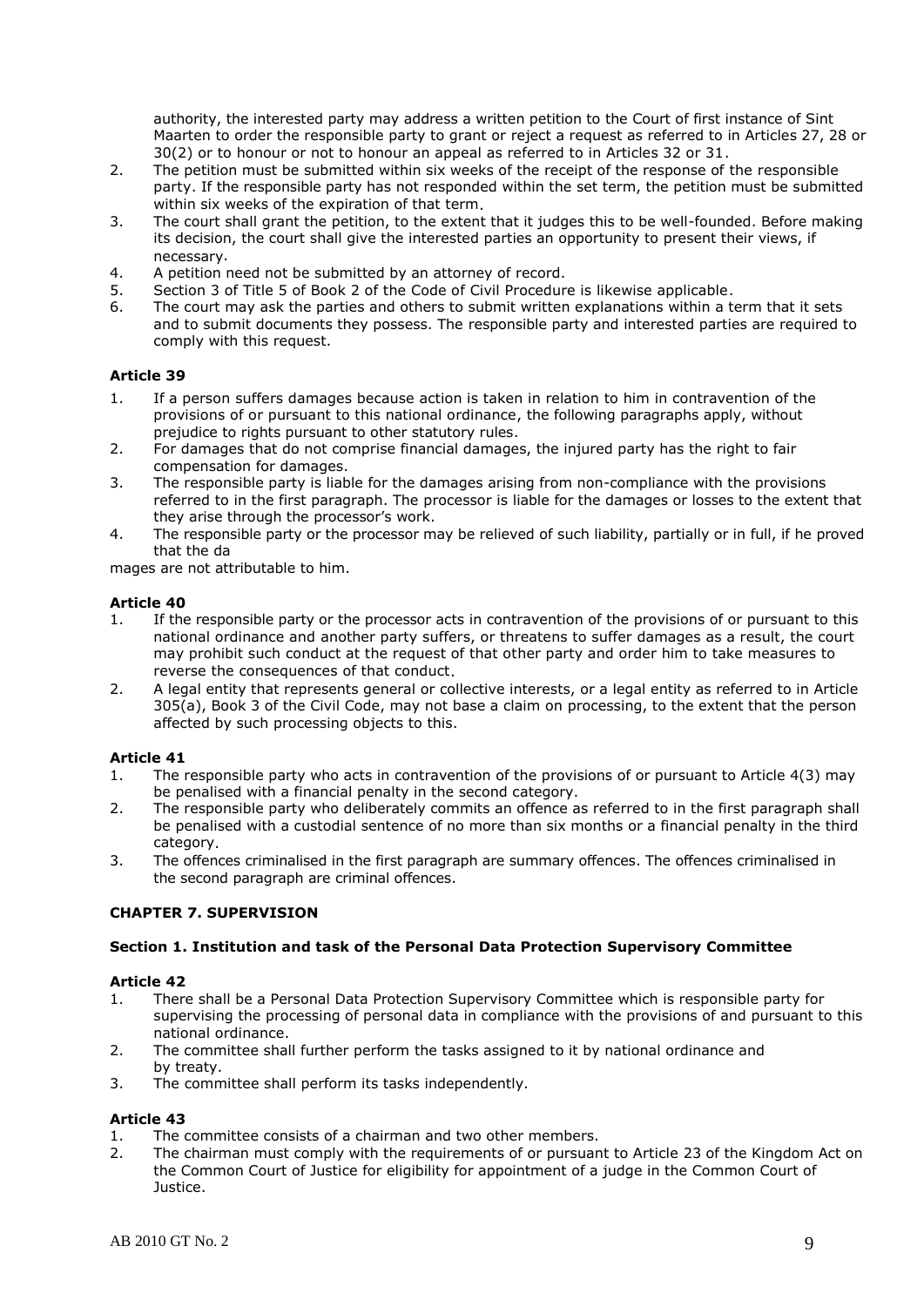authority, the interested party may address a written petition to the Court of first instance of Sint Maarten to order the responsible party to grant or reject a request as referred to in Articles 27, 28 or 30(2) or to honour or not to honour an appeal as referred to in Articles 32 or 31.

2. The petition must be submitted within six weeks of the receipt of the response of the responsible party. If the responsible party has not responded within the set term, the petition must be submitted within six weeks of the expiration of that term.
3. The court shall grant the petition, to the extent that it judges this to be well-founded. Before making its decision, the court shall give the interested parties an opportunity to present their views, if necessary.
4. A petition need not be submitted by an attorney of record.
5. Section 3 of Title 5 of Book 2 of the Code of Civil Procedure is likewise applicable.
6. The court may ask the parties and others to submit written explanations within a term that it sets and to submit documents they possess. The responsible party and interested parties are required to comply with this request.

**Article 39**

1. If a person suffers damages because action is taken in relation to him in contravention of the provisions of or pursuant to this national ordinance, the following paragraphs apply, without prejudice to rights pursuant to other statutory rules.
2. For damages that do not comprise financial damages, the injured party has the right to fair compensation for damages.
3. The responsible party is liable for the damages arising from non-compliance with the provisions referred to in the first paragraph. The processor is liable for the damages or losses to the extent that they arise through the processor's work.
4. The responsible party or the processor may be relieved of such liability, partially or in full, if he proved that the da

mages are not attributable to him.

**Article 40**

1. If the responsible party or the processor acts in contravention of the provisions of or pursuant to this national ordinance and another party suffers, or threatens to suffer damages as a result, the court may prohibit such conduct at the request of that other party and order him to take measures to reverse the consequences of that conduct.
2. A legal entity that represents general or collective interests, or a legal entity as referred to in Article 305(a), Book 3 of the Civil Code, may not base a claim on processing, to the extent that the person affected by such processing objects to this.

**Article 41**

1. The responsible party who acts in contravention of the provisions of or pursuant to Article 4(3) may be penalised with a financial penalty in the second category.
2. The responsible party who deliberately commits an offence as referred to in the first paragraph shall be penalised with a custodial sentence of no more than six months or a financial penalty in the third category.
3. The offences criminalised in the first paragraph are summary offences. The offences criminalised in the second paragraph are criminal offences.

## CHAPTER 7. SUPERVISION

### Section 1. Institution and task of the Personal Data Protection Supervisory Committee

**Article 42**

1. There shall be a Personal Data Protection Supervisory Committee which is responsible party for supervising the processing of personal data in compliance with the provisions of and pursuant to this national ordinance.
2. The committee shall further perform the tasks assigned to it by national ordinance and by treaty.
3. The committee shall perform its tasks independently.

**Article 43**

1. The committee consists of a chairman and two other members.
2. The chairman must comply with the requirements of or pursuant to Article 23 of the Kingdom Act on the Common Court of Justice for eligibility for appointment of a judge in the Common Court of Justice.

AB 2010 GT No. 2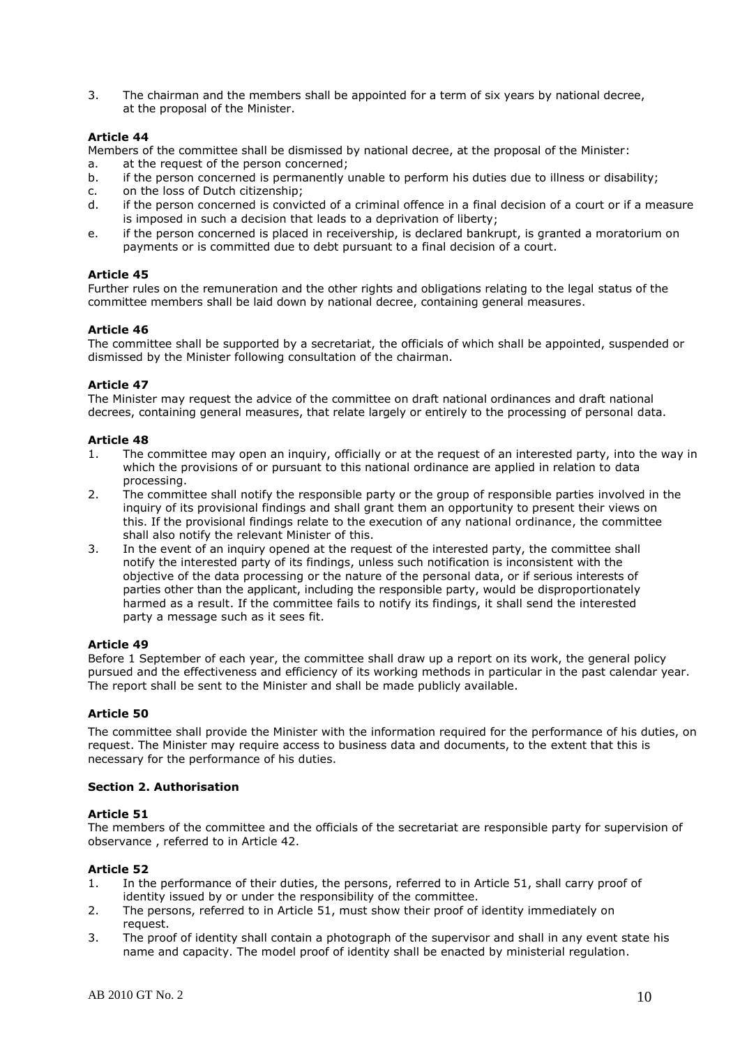3. The chairman and the members shall be appointed for a term of six years by national decree, at the proposal of the Minister.

**Article 44**

Members of the committee shall be dismissed by national decree, at the proposal of the Minister:

a. at the request of the person concerned;
b. if the person concerned is permanently unable to perform his duties due to illness or disability;
c. on the loss of Dutch citizenship;
d. if the person concerned is convicted of a criminal offence in a final decision of a court or if a measure is imposed in such a decision that leads to a deprivation of liberty;
e. if the person concerned is placed in receivership, is declared bankrupt, is granted a moratorium on payments or is committed due to debt pursuant to a final decision of a court.

**Article 45**

Further rules on the remuneration and the other rights and obligations relating to the legal status of the committee members shall be laid down by national decree, containing general measures.

**Article 46**

The committee shall be supported by a secretariat, the officials of which shall be appointed, suspended or dismissed by the Minister following consultation of the chairman.

**Article 47**

The Minister may request the advice of the committee on draft national ordinances and draft national decrees, containing general measures, that relate largely or entirely to the processing of personal data.

**Article 48**

1. The committee may open an inquiry, officially or at the request of an interested party, into the way in which the provisions of or pursuant to this national ordinance are applied in relation to data processing.
2. The committee shall notify the responsible party or the group of responsible parties involved in the inquiry of its provisional findings and shall grant them an opportunity to present their views on this. If the provisional findings relate to the execution of any national ordinance, the committee shall also notify the relevant Minister of this.
3. In the event of an inquiry opened at the request of the interested party, the committee shall notify the interested party of its findings, unless such notification is inconsistent with the objective of the data processing or the nature of the personal data, or if serious interests of parties other than the applicant, including the responsible party, would be disproportionately harmed as a result. If the committee fails to notify its findings, it shall send the interested party a message such as it sees fit.

**Article 49**

Before 1 September of each year, the committee shall draw up a report on its work, the general policy pursued and the effectiveness and efficiency of its working methods in particular in the past calendar year. The report shall be sent to the Minister and shall be made publicly available.

**Article 50**

The committee shall provide the Minister with the information required for the performance of his duties, on request. The Minister may require access to business data and documents, to the extent that this is necessary for the performance of his duties.

**Section 2. Authorisation**

**Article 51**

The members of the committee and the officials of the secretariat are responsible party for supervision of observance , referred to in Article 42.

**Article 52**

1. In the performance of their duties, the persons, referred to in Article 51, shall carry proof of identity issued by or under the responsibility of the committee.
2. The persons, referred to in Article 51, must show their proof of identity immediately on request.
3. The proof of identity shall contain a photograph of the supervisor and shall in any event state his name and capacity. The model proof of identity shall be enacted by ministerial regulation.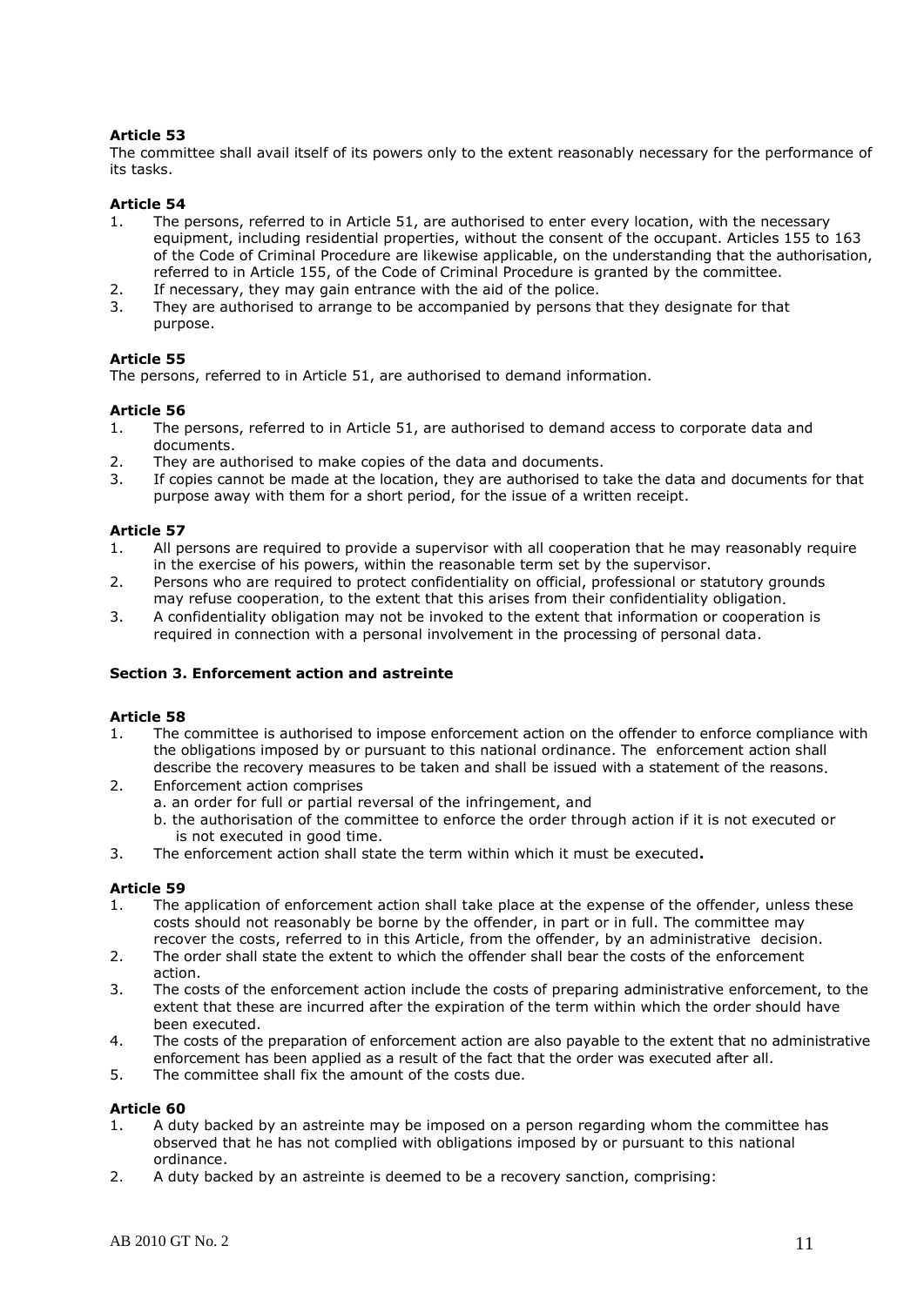**Article 53**
The committee shall avail itself of its powers only to the extent reasonably necessary for the performance of its tasks.

**Article 54**
1. The persons, referred to in Article 51, are authorised to enter every location, with the necessary equipment, including residential properties, without the consent of the occupant. Articles 155 to 163 of the Code of Criminal Procedure are likewise applicable, on the understanding that the authorisation, referred to in Article 155, of the Code of Criminal Procedure is granted by the committee.
2. If necessary, they may gain entrance with the aid of the police.
3. They are authorised to arrange to be accompanied by persons that they designate for that purpose.

**Article 55**
The persons, referred to in Article 51, are authorised to demand information.

**Article 56**
1. The persons, referred to in Article 51, are authorised to demand access to corporate data and documents.
2. They are authorised to make copies of the data and documents.
3. If copies cannot be made at the location, they are authorised to take the data and documents for that purpose away with them for a short period, for the issue of a written receipt.

**Article 57**
1. All persons are required to provide a supervisor with all cooperation that he may reasonably require in the exercise of his powers, within the reasonable term set by the supervisor.
2. Persons who are required to protect confidentiality on official, professional or statutory grounds may refuse cooperation, to the extent that this arises from their confidentiality obligation.
3. A confidentiality obligation may not be invoked to the extent that information or cooperation is required in connection with a personal involvement in the processing of personal data.

**Section 3. Enforcement action and astreinte**

**Article 58**
1. The committee is authorised to impose enforcement action on the offender to enforce compliance with the obligations imposed by or pursuant to this national ordinance. The enforcement action shall describe the recovery measures to be taken and shall be issued with a statement of the reasons.
2. Enforcement action comprises
   a. an order for full or partial reversal of the infringement, and
   b. the authorisation of the committee to enforce the order through action if it is not executed or is not executed in good time.
3. The enforcement action shall state the term within which it must be executed**.**

**Article 59**
1. The application of enforcement action shall take place at the expense of the offender, unless these costs should not reasonably be borne by the offender, in part or in full. The committee may recover the costs, referred to in this Article, from the offender, by an administrative decision.
2. The order shall state the extent to which the offender shall bear the costs of the enforcement action.
3. The costs of the enforcement action include the costs of preparing administrative enforcement, to the extent that these are incurred after the expiration of the term within which the order should have been executed.
4. The costs of the preparation of enforcement action are also payable to the extent that no administrative enforcement has been applied as a result of the fact that the order was executed after all.
5. The committee shall fix the amount of the costs due.

**Article 60**
1. A duty backed by an astreinte may be imposed on a person regarding whom the committee has observed that he has not complied with obligations imposed by or pursuant to this national ordinance.
2. A duty backed by an astreinte is deemed to be a recovery sanction, comprising: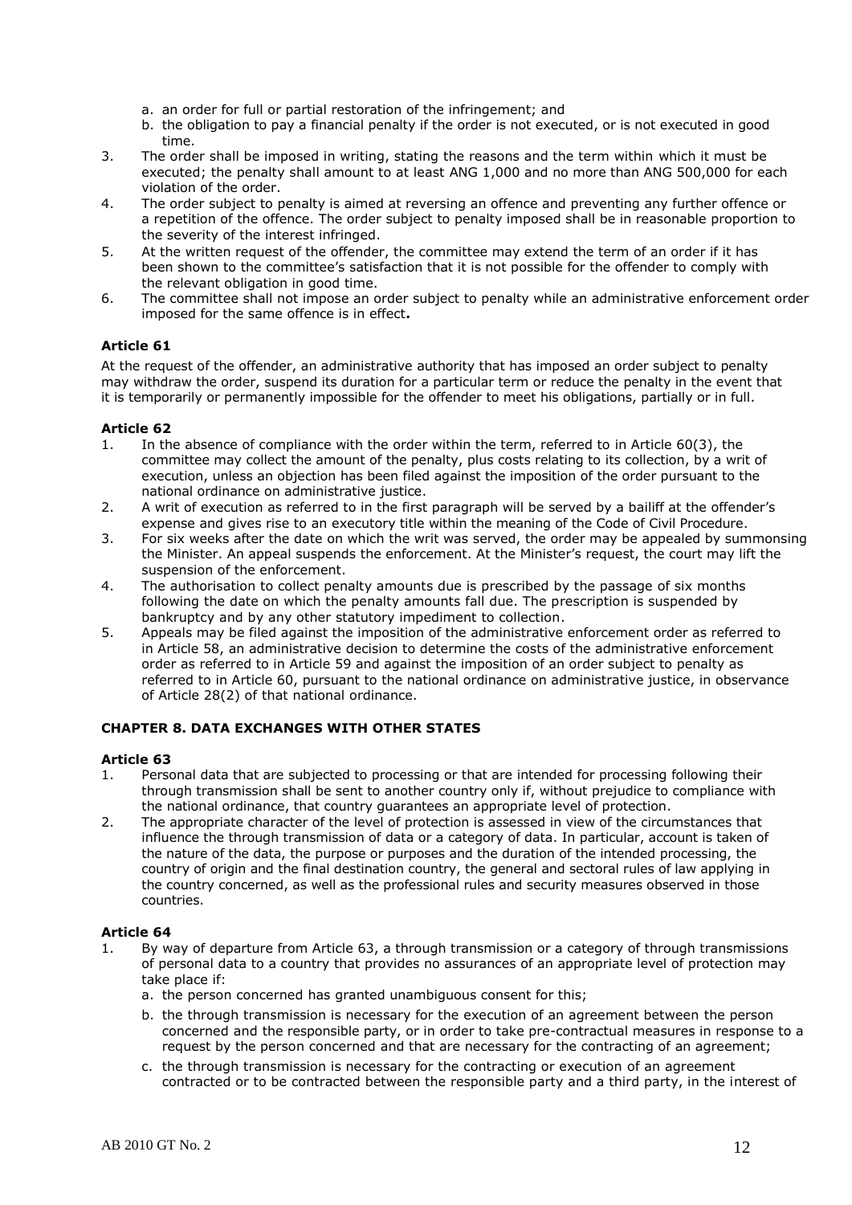a. an order for full or partial restoration of the infringement; and
   b. the obligation to pay a financial penalty if the order is not executed, or is not executed in good time.
3. The order shall be imposed in writing, stating the reasons and the term within which it must be executed; the penalty shall amount to at least ANG 1,000 and no more than ANG 500,000 for each violation of the order.
4. The order subject to penalty is aimed at reversing an offence and preventing any further offence or a repetition of the offence. The order subject to penalty imposed shall be in reasonable proportion to the severity of the interest infringed.
5. At the written request of the offender, the committee may extend the term of an order if it has been shown to the committee's satisfaction that it is not possible for the offender to comply with the relevant obligation in good time.
6. The committee shall not impose an order subject to penalty while an administrative enforcement order imposed for the same offence is in effect**.**

#### Article 61

At the request of the offender, an administrative authority that has imposed an order subject to penalty may withdraw the order, suspend its duration for a particular term or reduce the penalty in the event that it is temporarily or permanently impossible for the offender to meet his obligations, partially or in full.

#### Article 62

1. In the absence of compliance with the order within the term, referred to in Article 60(3), the committee may collect the amount of the penalty, plus costs relating to its collection, by a writ of execution, unless an objection has been filed against the imposition of the order pursuant to the national ordinance on administrative justice.
2. A writ of execution as referred to in the first paragraph will be served by a bailiff at the offender's expense and gives rise to an executory title within the meaning of the Code of Civil Procedure.
3. For six weeks after the date on which the writ was served, the order may be appealed by summonsing the Minister. An appeal suspends the enforcement. At the Minister's request, the court may lift the suspension of the enforcement.
4. The authorisation to collect penalty amounts due is prescribed by the passage of six months following the date on which the penalty amounts fall due. The prescription is suspended by bankruptcy and by any other statutory impediment to collection.
5. Appeals may be filed against the imposition of the administrative enforcement order as referred to in Article 58, an administrative decision to determine the costs of the administrative enforcement order as referred to in Article 59 and against the imposition of an order subject to penalty as referred to in Article 60, pursuant to the national ordinance on administrative justice, in observance of Article 28(2) of that national ordinance.

### CHAPTER 8. DATA EXCHANGES WITH OTHER STATES

#### Article 63

1. Personal data that are subjected to processing or that are intended for processing following their through transmission shall be sent to another country only if, without prejudice to compliance with the national ordinance, that country guarantees an appropriate level of protection.
2. The appropriate character of the level of protection is assessed in view of the circumstances that influence the through transmission of data or a category of data. In particular, account is taken of the nature of the data, the purpose or purposes and the duration of the intended processing, the country of origin and the final destination country, the general and sectoral rules of law applying in the country concerned, as well as the professional rules and security measures observed in those countries.

#### Article 64

1. By way of departure from Article 63, a through transmission or a category of through transmissions of personal data to a country that provides no assurances of an appropriate level of protection may take place if:
   a. the person concerned has granted unambiguous consent for this;
   b. the through transmission is necessary for the execution of an agreement between the person concerned and the responsible party, or in order to take pre-contractual measures in response to a request by the person concerned and that are necessary for the contracting of an agreement;
   c. the through transmission is necessary for the contracting or execution of an agreement contracted or to be contracted between the responsible party and a third party, in the interest of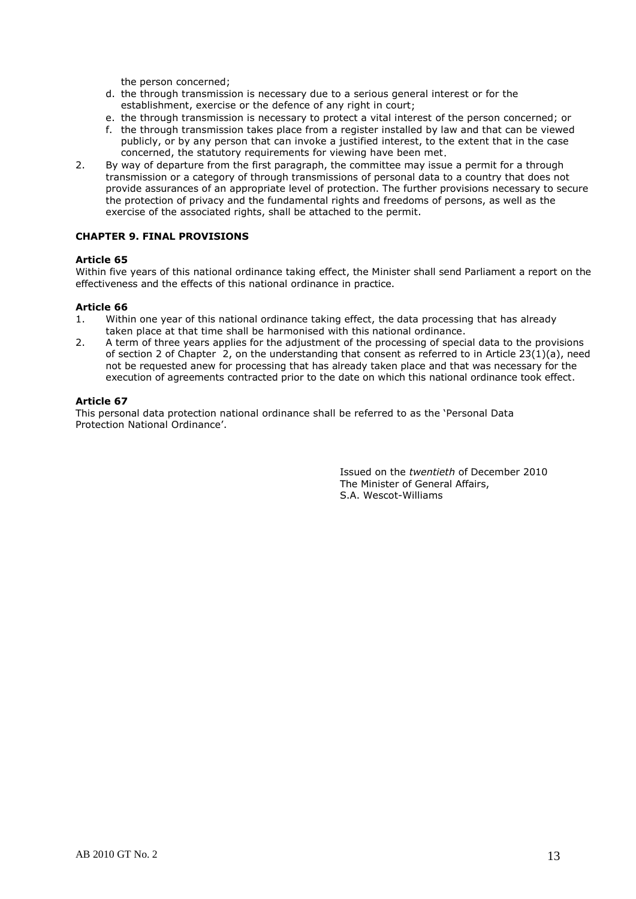the person concerned;

d. the through transmission is necessary due to a serious general interest or for the establishment, exercise or the defence of any right in court;
e. the through transmission is necessary to protect a vital interest of the person concerned; or
f. the through transmission takes place from a register installed by law and that can be viewed publicly, or by any person that can invoke a justified interest, to the extent that in the case concerned, the statutory requirements for viewing have been met.

2. By way of departure from the first paragraph, the committee may issue a permit for a through transmission or a category of through transmissions of personal data to a country that does not provide assurances of an appropriate level of protection. The further provisions necessary to secure the protection of privacy and the fundamental rights and freedoms of persons, as well as the exercise of the associated rights, shall be attached to the permit.

**CHAPTER 9. FINAL PROVISIONS**

**Article 65**

Within five years of this national ordinance taking effect, the Minister shall send Parliament a report on the effectiveness and the effects of this national ordinance in practice.

**Article 66**

1. Within one year of this national ordinance taking effect, the data processing that has already taken place at that time shall be harmonised with this national ordinance.
2. A term of three years applies for the adjustment of the processing of special data to the provisions of section 2 of Chapter 2, on the understanding that consent as referred to in Article 23(1)(a), need not be requested anew for processing that has already taken place and that was necessary for the execution of agreements contracted prior to the date on which this national ordinance took effect.

**Article 67**

This personal data protection national ordinance shall be referred to as the 'Personal Data Protection National Ordinance'.

Issued on the *twentieth* of December 2010
The Minister of General Affairs,
S.A. Wescot-Williams